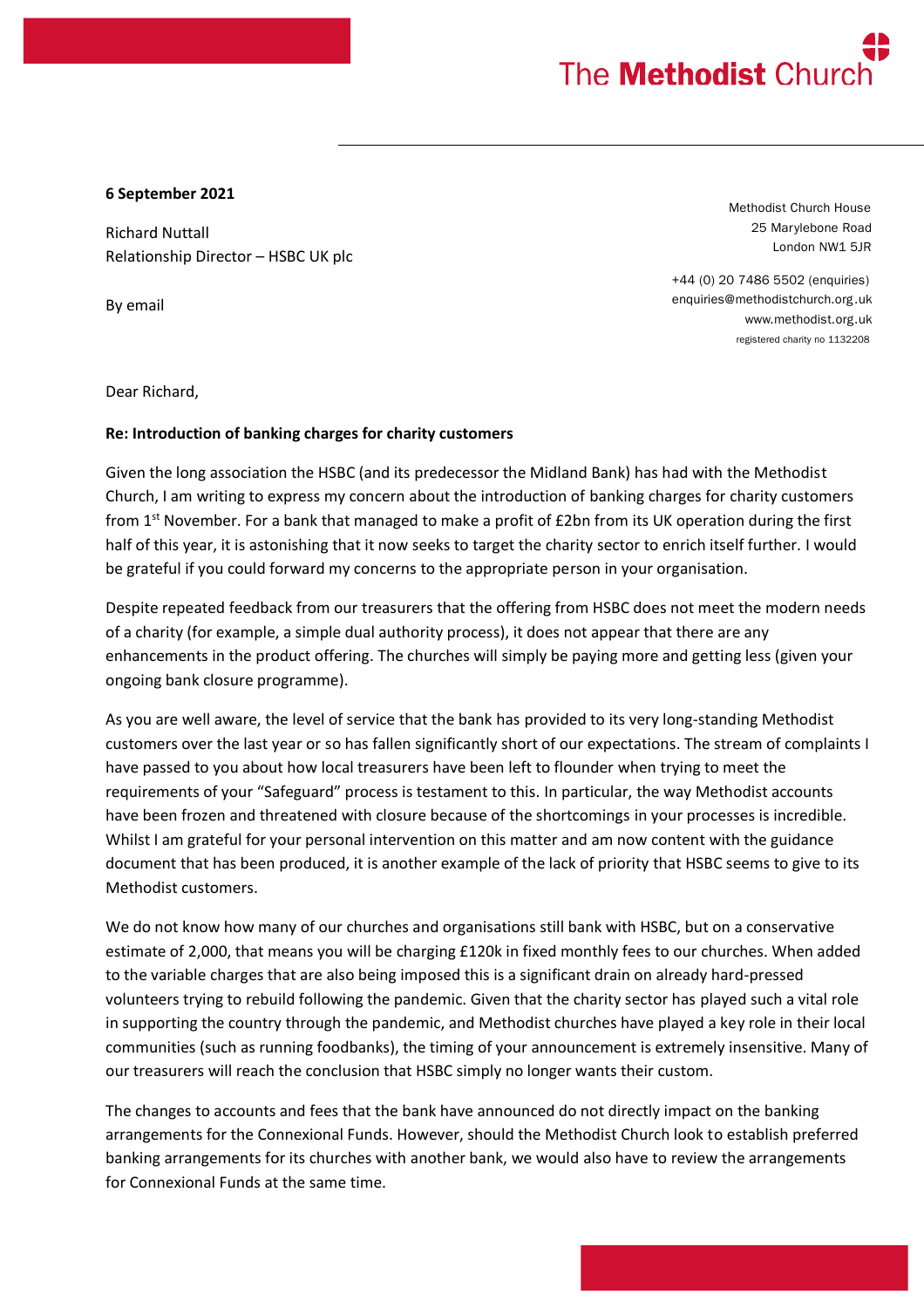The **Methodist** Church

**6 September 2021**

Richard Nuttall
Relationship Director – HSBC UK plc

By email

Methodist Church House
25 Marylebone Road
London NW1 5JR

+44 (0) 20 7486 5502 (enquiries)
enquiries@methodistchurch.org.uk
www.methodist.org.uk
registered charity no 1132208

Dear Richard,

**Re: Introduction of banking charges for charity customers**

Given the long association the HSBC (and its predecessor the Midland Bank) has had with the Methodist Church, I am writing to express my concern about the introduction of banking charges for charity customers from 1st November. For a bank that managed to make a profit of £2bn from its UK operation during the first half of this year, it is astonishing that it now seeks to target the charity sector to enrich itself further. I would be grateful if you could forward my concerns to the appropriate person in your organisation.

Despite repeated feedback from our treasurers that the offering from HSBC does not meet the modern needs of a charity (for example, a simple dual authority process), it does not appear that there are any enhancements in the product offering. The churches will simply be paying more and getting less (given your ongoing bank closure programme).

As you are well aware, the level of service that the bank has provided to its very long-standing Methodist customers over the last year or so has fallen significantly short of our expectations. The stream of complaints I have passed to you about how local treasurers have been left to flounder when trying to meet the requirements of your "Safeguard" process is testament to this. In particular, the way Methodist accounts have been frozen and threatened with closure because of the shortcomings in your processes is incredible. Whilst I am grateful for your personal intervention on this matter and am now content with the guidance document that has been produced, it is another example of the lack of priority that HSBC seems to give to its Methodist customers.

We do not know how many of our churches and organisations still bank with HSBC, but on a conservative estimate of 2,000, that means you will be charging £120k in fixed monthly fees to our churches. When added to the variable charges that are also being imposed this is a significant drain on already hard-pressed volunteers trying to rebuild following the pandemic. Given that the charity sector has played such a vital role in supporting the country through the pandemic, and Methodist churches have played a key role in their local communities (such as running foodbanks), the timing of your announcement is extremely insensitive. Many of our treasurers will reach the conclusion that HSBC simply no longer wants their custom.

The changes to accounts and fees that the bank have announced do not directly impact on the banking arrangements for the Connexional Funds. However, should the Methodist Church look to establish preferred banking arrangements for its churches with another bank, we would also have to review the arrangements for Connexional Funds at the same time.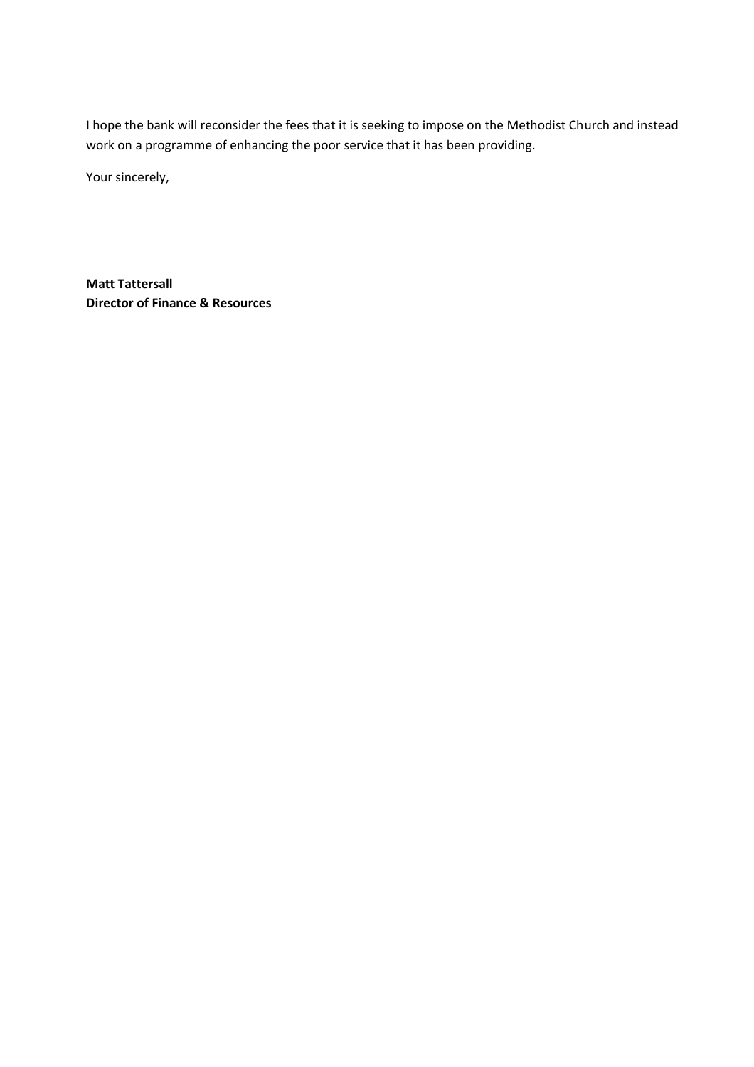I hope the bank will reconsider the fees that it is seeking to impose on the Methodist Church and instead work on a programme of enhancing the poor service that it has been providing.

Your sincerely,

**Matt Tattersall**
**Director of Finance & Resources**